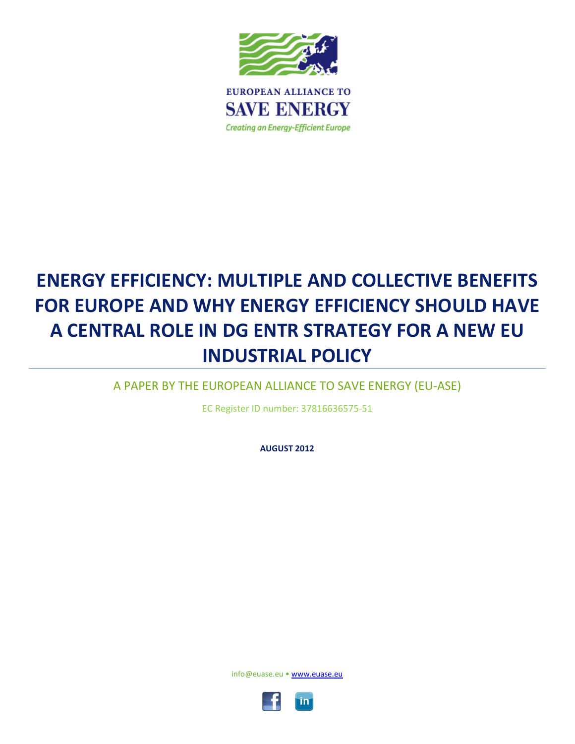EUROPEAN ALLIANCE TO

SAVE ENERGY

*Creating an Energy-Efficient Europe*

# ENERGY EFFICIENCY: MULTIPLE AND COLLECTIVE BENEFITS FOR EUROPE AND WHY ENERGY EFFICIENCY SHOULD HAVE A CENTRAL ROLE IN DG ENTR STRATEGY FOR A NEW EU INDUSTRIAL POLICY

A PAPER BY THE EUROPEAN ALLIANCE TO SAVE ENERGY (EU-ASE)

EC Register ID number: 37816636575-51

**AUGUST 2012**

info@euase.eu • www.euase.eu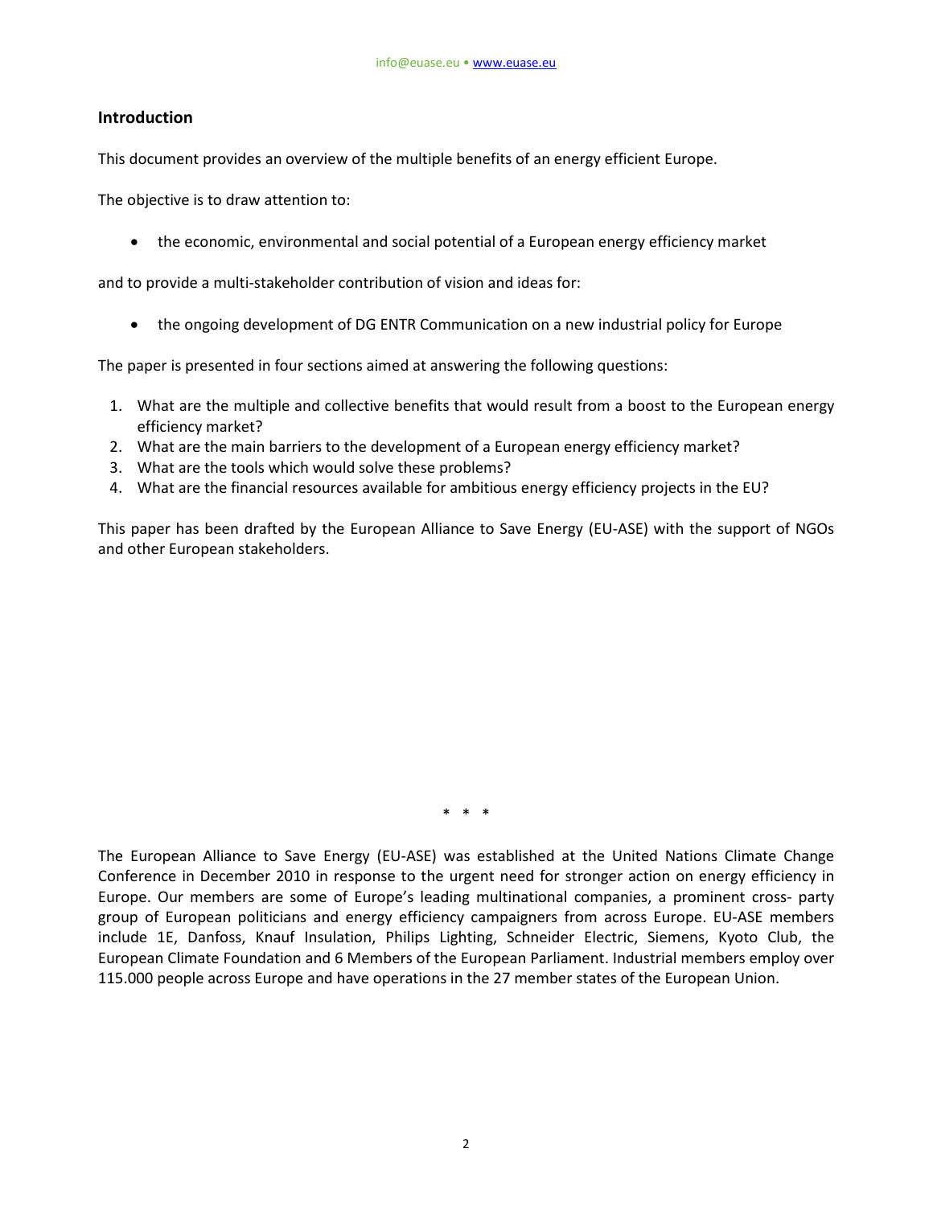## Introduction

This document provides an overview of the multiple benefits of an energy efficient Europe.

The objective is to draw attention to:

- the economic, environmental and social potential of a European energy efficiency market

and to provide a multi-stakeholder contribution of vision and ideas for:

- the ongoing development of DG ENTR Communication on a new industrial policy for Europe

The paper is presented in four sections aimed at answering the following questions:

1. What are the multiple and collective benefits that would result from a boost to the European energy efficiency market?
2. What are the main barriers to the development of a European energy efficiency market?
3. What are the tools which would solve these problems?
4. What are the financial resources available for ambitious energy efficiency projects in the EU?

This paper has been drafted by the European Alliance to Save Energy (EU-ASE) with the support of NGOs and other European stakeholders.

\* \* \*

The European Alliance to Save Energy (EU-ASE) was established at the United Nations Climate Change Conference in December 2010 in response to the urgent need for stronger action on energy efficiency in Europe. Our members are some of Europe's leading multinational companies, a prominent cross- party group of European politicians and energy efficiency campaigners from across Europe. EU-ASE members include 1E, Danfoss, Knauf Insulation, Philips Lighting, Schneider Electric, Siemens, Kyoto Club, the European Climate Foundation and 6 Members of the European Parliament. Industrial members employ over 115.000 people across Europe and have operations in the 27 member states of the European Union.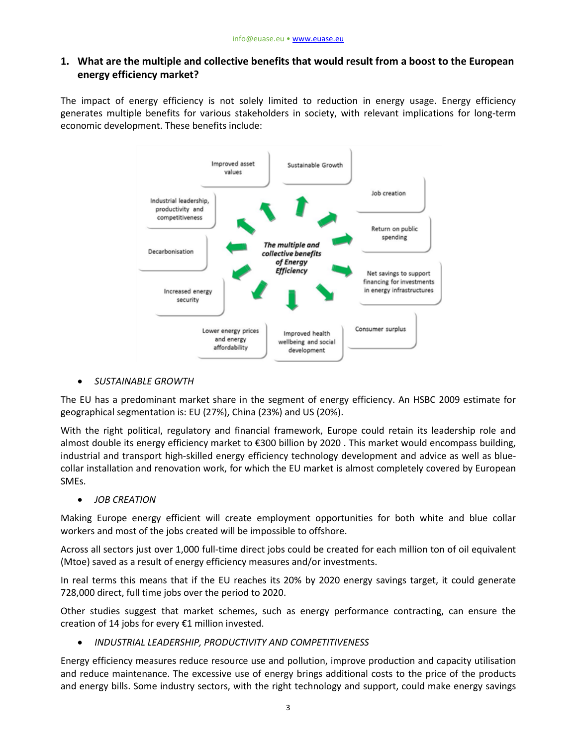## 1. What are the multiple and collective benefits that would result from a boost to the European energy efficiency market?

The impact of energy efficiency is not solely limited to reduction in energy usage. Energy efficiency generates multiple benefits for various stakeholders in society, with relevant implications for long-term economic development. These benefits include:

*The multiple and collective benefits of Energy Efficiency*

- Sustainable Growth
- Job creation
- Return on public spending
- Net savings to support financing for investments in energy infrastructures
- Consumer surplus
- Improved health wellbeing and social development
- Lower energy prices and energy affordability
- Increased energy security
- Decarbonisation
- Industrial leadership, productivity and competitiveness
- Improved asset values

- *SUSTAINABLE GROWTH*

The EU has a predominant market share in the segment of energy efficiency. An HSBC 2009 estimate for geographical segmentation is: EU (27%), China (23%) and US (20%).

With the right political, regulatory and financial framework, Europe could retain its leadership role and almost double its energy efficiency market to €300 billion by 2020 . This market would encompass building, industrial and transport high-skilled energy efficiency technology development and advice as well as blue-collar installation and renovation work, for which the EU market is almost completely covered by European SMEs.

- *JOB CREATION*

Making Europe energy efficient will create employment opportunities for both white and blue collar workers and most of the jobs created will be impossible to offshore.

Across all sectors just over 1,000 full-time direct jobs could be created for each million ton of oil equivalent (Mtoe) saved as a result of energy efficiency measures and/or investments.

In real terms this means that if the EU reaches its 20% by 2020 energy savings target, it could generate 728,000 direct, full time jobs over the period to 2020.

Other studies suggest that market schemes, such as energy performance contracting, can ensure the creation of 14 jobs for every €1 million invested.

- *INDUSTRIAL LEADERSHIP, PRODUCTIVITY AND COMPETITIVENESS*

Energy efficiency measures reduce resource use and pollution, improve production and capacity utilisation and reduce maintenance. The excessive use of energy brings additional costs to the price of the products and energy bills. Some industry sectors, with the right technology and support, could make energy savings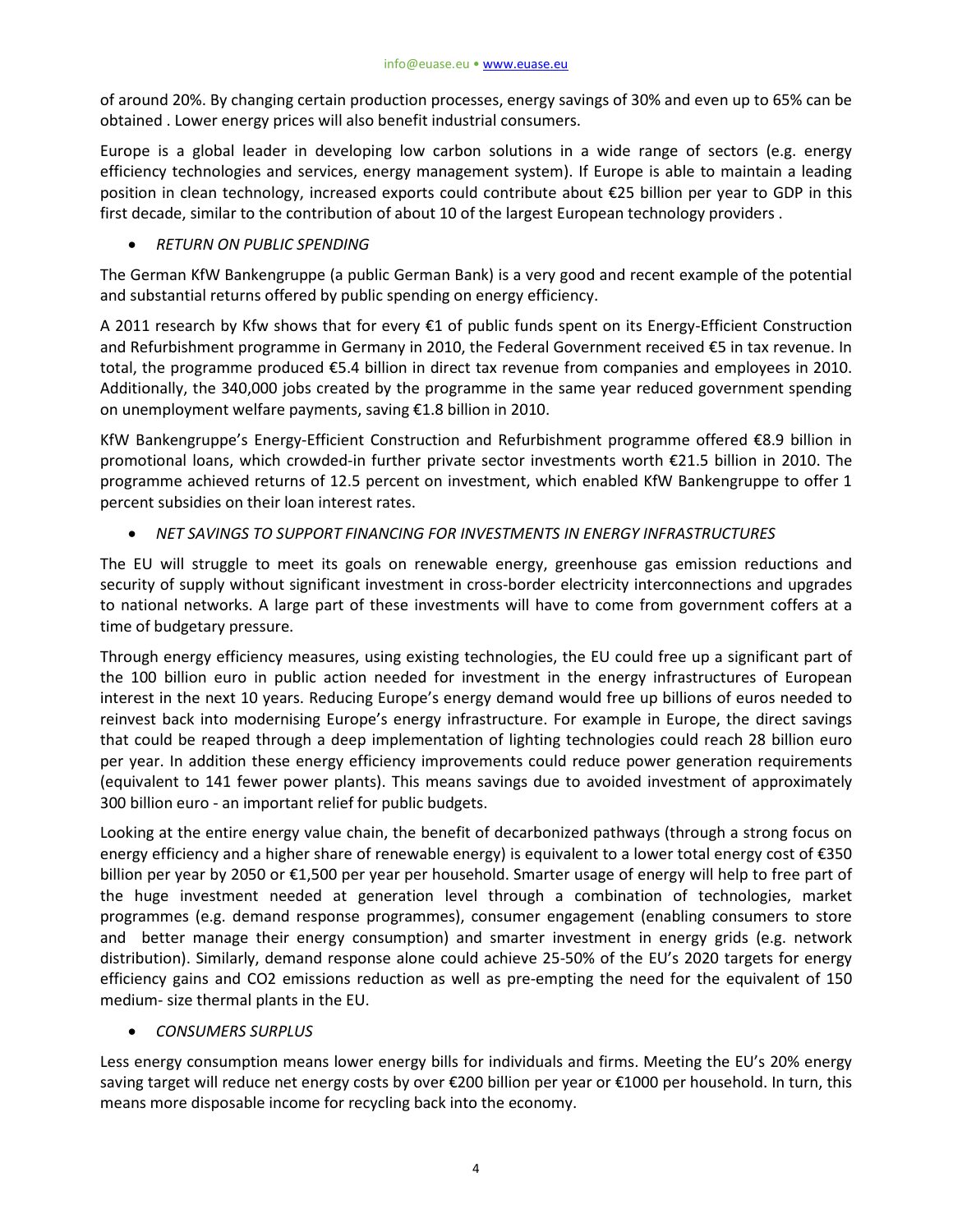of around 20%. By changing certain production processes, energy savings of 30% and even up to 65% can be obtained . Lower energy prices will also benefit industrial consumers.

Europe is a global leader in developing low carbon solutions in a wide range of sectors (e.g. energy efficiency technologies and services, energy management system). If Europe is able to maintain a leading position in clean technology, increased exports could contribute about €25 billion per year to GDP in this first decade, similar to the contribution of about 10 of the largest European technology providers .

- *RETURN ON PUBLIC SPENDING*

The German KfW Bankengruppe (a public German Bank) is a very good and recent example of the potential and substantial returns offered by public spending on energy efficiency.

A 2011 research by Kfw shows that for every €1 of public funds spent on its Energy-Efficient Construction and Refurbishment programme in Germany in 2010, the Federal Government received €5 in tax revenue. In total, the programme produced €5.4 billion in direct tax revenue from companies and employees in 2010. Additionally, the 340,000 jobs created by the programme in the same year reduced government spending on unemployment welfare payments, saving €1.8 billion in 2010.

KfW Bankengruppe's Energy-Efficient Construction and Refurbishment programme offered €8.9 billion in promotional loans, which crowded-in further private sector investments worth €21.5 billion in 2010. The programme achieved returns of 12.5 percent on investment, which enabled KfW Bankengruppe to offer 1 percent subsidies on their loan interest rates.

- *NET SAVINGS TO SUPPORT FINANCING FOR INVESTMENTS IN ENERGY INFRASTRUCTURES*

The EU will struggle to meet its goals on renewable energy, greenhouse gas emission reductions and security of supply without significant investment in cross-border electricity interconnections and upgrades to national networks. A large part of these investments will have to come from government coffers at a time of budgetary pressure.

Through energy efficiency measures, using existing technologies, the EU could free up a significant part of the 100 billion euro in public action needed for investment in the energy infrastructures of European interest in the next 10 years. Reducing Europe's energy demand would free up billions of euros needed to reinvest back into modernising Europe's energy infrastructure. For example in Europe, the direct savings that could be reaped through a deep implementation of lighting technologies could reach 28 billion euro per year. In addition these energy efficiency improvements could reduce power generation requirements (equivalent to 141 fewer power plants). This means savings due to avoided investment of approximately 300 billion euro - an important relief for public budgets.

Looking at the entire energy value chain, the benefit of decarbonized pathways (through a strong focus on energy efficiency and a higher share of renewable energy) is equivalent to a lower total energy cost of €350 billion per year by 2050 or €1,500 per year per household. Smarter usage of energy will help to free part of the huge investment needed at generation level through a combination of technologies, market programmes (e.g. demand response programmes), consumer engagement (enabling consumers to store and better manage their energy consumption) and smarter investment in energy grids (e.g. network distribution). Similarly, demand response alone could achieve 25-50% of the EU's 2020 targets for energy efficiency gains and $CO_2$ emissions reduction as well as pre-empting the need for the equivalent of 150 medium- size thermal plants in the EU.

- *CONSUMERS SURPLUS*

Less energy consumption means lower energy bills for individuals and firms. Meeting the EU's 20% energy saving target will reduce net energy costs by over €200 billion per year or €1000 per household. In turn, this means more disposable income for recycling back into the economy.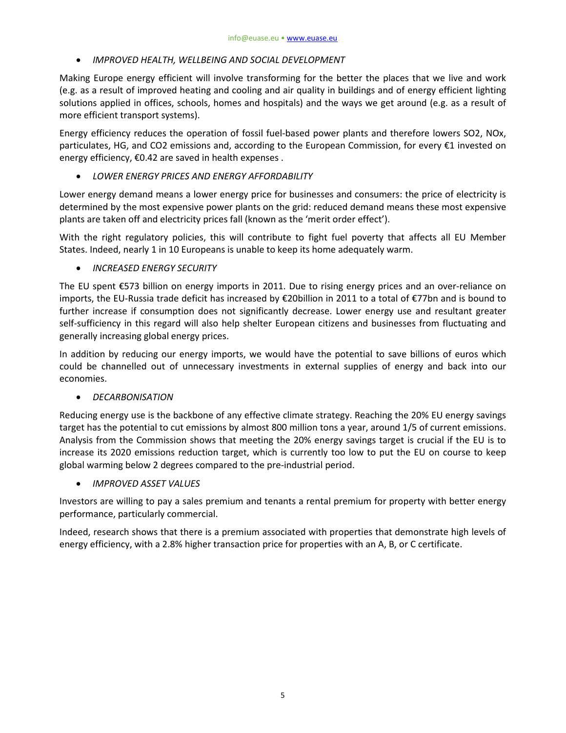- *IMPROVED HEALTH, WELLBEING AND SOCIAL DEVELOPMENT*

Making Europe energy efficient will involve transforming for the better the places that we live and work (e.g. as a result of improved heating and cooling and air quality in buildings and of energy efficient lighting solutions applied in offices, schools, homes and hospitals) and the ways we get around (e.g. as a result of more efficient transport systems).

Energy efficiency reduces the operation of fossil fuel-based power plants and therefore lowers $SO_2$, $NO_x$, particulates, HG, and $CO_2$ emissions and, according to the European Commission, for every €1 invested on energy efficiency, €0.42 are saved in health expenses .

- *LOWER ENERGY PRICES AND ENERGY AFFORDABILITY*

Lower energy demand means a lower energy price for businesses and consumers: the price of electricity is determined by the most expensive power plants on the grid: reduced demand means these most expensive plants are taken off and electricity prices fall (known as the 'merit order effect').

With the right regulatory policies, this will contribute to fight fuel poverty that affects all EU Member States. Indeed, nearly 1 in 10 Europeans is unable to keep its home adequately warm.

- *INCREASED ENERGY SECURITY*

The EU spent €573 billion on energy imports in 2011. Due to rising energy prices and an over-reliance on imports, the EU-Russia trade deficit has increased by €20billion in 2011 to a total of €77bn and is bound to further increase if consumption does not significantly decrease. Lower energy use and resultant greater self-sufficiency in this regard will also help shelter European citizens and businesses from fluctuating and generally increasing global energy prices.

In addition by reducing our energy imports, we would have the potential to save billions of euros which could be channelled out of unnecessary investments in external supplies of energy and back into our economies.

- *DECARBONISATION*

Reducing energy use is the backbone of any effective climate strategy. Reaching the 20% EU energy savings target has the potential to cut emissions by almost 800 million tons a year, around 1/5 of current emissions. Analysis from the Commission shows that meeting the 20% energy savings target is crucial if the EU is to increase its 2020 emissions reduction target, which is currently too low to put the EU on course to keep global warming below 2 degrees compared to the pre-industrial period.

- *IMPROVED ASSET VALUES*

Investors are willing to pay a sales premium and tenants a rental premium for property with better energy performance, particularly commercial.

Indeed, research shows that there is a premium associated with properties that demonstrate high levels of energy efficiency, with a 2.8% higher transaction price for properties with an A, B, or C certificate.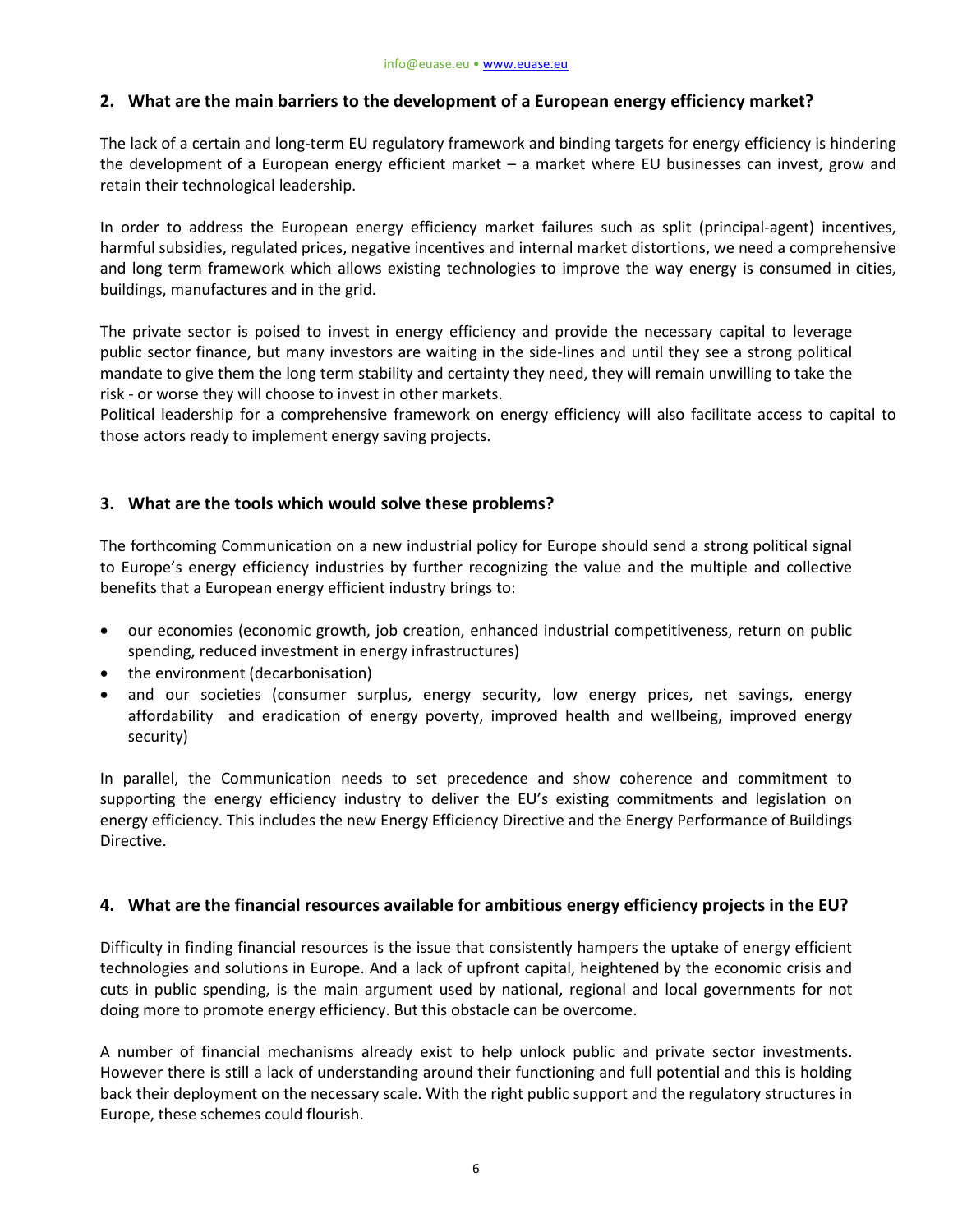## 2. What are the main barriers to the development of a European energy efficiency market?

The lack of a certain and long-term EU regulatory framework and binding targets for energy efficiency is hindering the development of a European energy efficient market – a market where EU businesses can invest, grow and retain their technological leadership.

In order to address the European energy efficiency market failures such as split (principal-agent) incentives, harmful subsidies, regulated prices, negative incentives and internal market distortions, we need a comprehensive and long term framework which allows existing technologies to improve the way energy is consumed in cities, buildings, manufactures and in the grid.

The private sector is poised to invest in energy efficiency and provide the necessary capital to leverage public sector finance, but many investors are waiting in the side-lines and until they see a strong political mandate to give them the long term stability and certainty they need, they will remain unwilling to take the risk - or worse they will choose to invest in other markets.
Political leadership for a comprehensive framework on energy efficiency will also facilitate access to capital to those actors ready to implement energy saving projects.

## 3. What are the tools which would solve these problems?

The forthcoming Communication on a new industrial policy for Europe should send a strong political signal to Europe's energy efficiency industries by further recognizing the value and the multiple and collective benefits that a European energy efficient industry brings to:

- our economies (economic growth, job creation, enhanced industrial competitiveness, return on public spending, reduced investment in energy infrastructures)
- the environment (decarbonisation)
- and our societies (consumer surplus, energy security, low energy prices, net savings, energy affordability and eradication of energy poverty, improved health and wellbeing, improved energy security)

In parallel, the Communication needs to set precedence and show coherence and commitment to supporting the energy efficiency industry to deliver the EU's existing commitments and legislation on energy efficiency. This includes the new Energy Efficiency Directive and the Energy Performance of Buildings Directive.

## 4. What are the financial resources available for ambitious energy efficiency projects in the EU?

Difficulty in finding financial resources is the issue that consistently hampers the uptake of energy efficient technologies and solutions in Europe. And a lack of upfront capital, heightened by the economic crisis and cuts in public spending, is the main argument used by national, regional and local governments for not doing more to promote energy efficiency. But this obstacle can be overcome.

A number of financial mechanisms already exist to help unlock public and private sector investments. However there is still a lack of understanding around their functioning and full potential and this is holding back their deployment on the necessary scale. With the right public support and the regulatory structures in Europe, these schemes could flourish.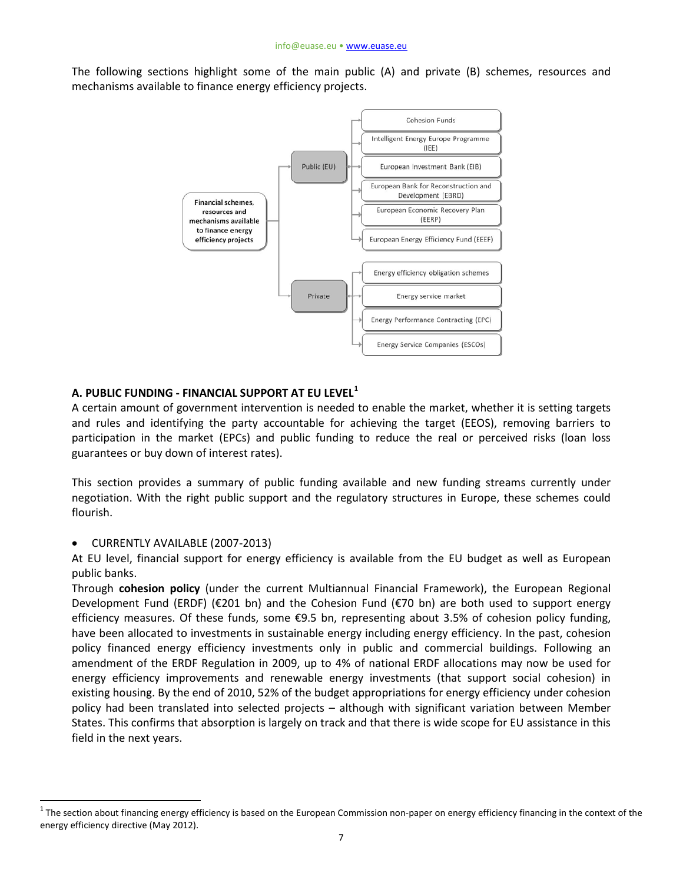The following sections highlight some of the main public (A) and private (B) schemes, resources and mechanisms available to finance energy efficiency projects.

- **Financial schemes, resources and mechanisms available to finance energy efficiency projects**
  - Public (EU)
    - Cohesion Funds
    - Intelligent Energy Europe Programme (IEE)
    - European Investment Bank (EIB)
    - European Bank for Reconstruction and Development (EBRD)
    - European Economic Recovery Plan (EERP)
    - European Energy Efficiency Fund (EEEF)
  - Private
    - Energy efficiency obligation schemes
    - Energy service market
    - Energy Performance Contracting (EPC)
    - Energy Service Companies (ESCOs)

## A. PUBLIC FUNDING - FINANCIAL SUPPORT AT EU LEVEL[1]

A certain amount of government intervention is needed to enable the market, whether it is setting targets and rules and identifying the party accountable for achieving the target (EEOS), removing barriers to participation in the market (EPCs) and public funding to reduce the real or perceived risks (loan loss guarantees or buy down of interest rates).

This section provides a summary of public funding available and new funding streams currently under negotiation. With the right public support and the regulatory structures in Europe, these schemes could flourish.

- CURRENTLY AVAILABLE (2007-2013)

At EU level, financial support for energy efficiency is available from the EU budget as well as European public banks.

Through **cohesion policy** (under the current Multiannual Financial Framework), the European Regional Development Fund (ERDF) (€201 bn) and the Cohesion Fund (€70 bn) are both used to support energy efficiency measures. Of these funds, some €9.5 bn, representing about 3.5% of cohesion policy funding, have been allocated to investments in sustainable energy including energy efficiency. In the past, cohesion policy financed energy efficiency investments only in public and commercial buildings. Following an amendment of the ERDF Regulation in 2009, up to 4% of national ERDF allocations may now be used for energy efficiency improvements and renewable energy investments (that support social cohesion) in existing housing. By the end of 2010, 52% of the budget appropriations for energy efficiency under cohesion policy had been translated into selected projects – although with significant variation between Member States. This confirms that absorption is largely on track and that there is wide scope for EU assistance in this field in the next years.

[1] The section about financing energy efficiency is based on the European Commission non-paper on energy efficiency financing in the context of the energy efficiency directive (May 2012).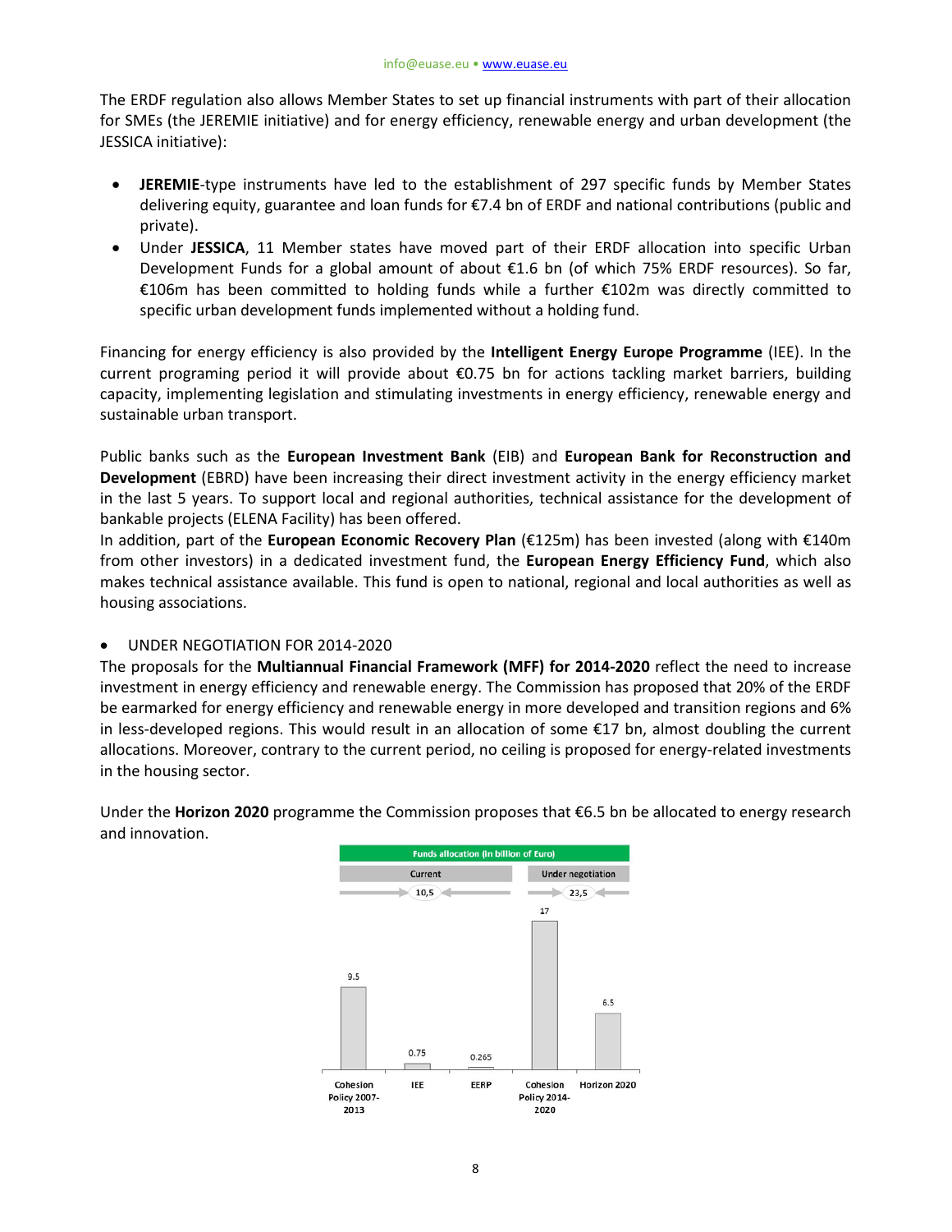The ERDF regulation also allows Member States to set up financial instruments with part of their allocation for SMEs (the JEREMIE initiative) and for energy efficiency, renewable energy and urban development (the JESSICA initiative):

- **JEREMIE**-type instruments have led to the establishment of 297 specific funds by Member States delivering equity, guarantee and loan funds for €7.4 bn of ERDF and national contributions (public and private).
- Under **JESSICA**, 11 Member states have moved part of their ERDF allocation into specific Urban Development Funds for a global amount of about €1.6 bn (of which 75% ERDF resources). So far, €106m has been committed to holding funds while a further €102m was directly committed to specific urban development funds implemented without a holding fund.

Financing for energy efficiency is also provided by the **Intelligent Energy Europe Programme** (IEE). In the current programing period it will provide about €0.75 bn for actions tackling market barriers, building capacity, implementing legislation and stimulating investments in energy efficiency, renewable energy and sustainable urban transport.

Public banks such as the **European Investment Bank** (EIB) and **European Bank for Reconstruction and Development** (EBRD) have been increasing their direct investment activity in the energy efficiency market in the last 5 years. To support local and regional authorities, technical assistance for the development of bankable projects (ELENA Facility) has been offered.
In addition, part of the **European Economic Recovery Plan** (€125m) has been invested (along with €140m from other investors) in a dedicated investment fund, the **European Energy Efficiency Fund**, which also makes technical assistance available. This fund is open to national, regional and local authorities as well as housing associations.

- UNDER NEGOTIATION FOR 2014-2020

The proposals for the **Multiannual Financial Framework (MFF) for 2014-2020** reflect the need to increase investment in energy efficiency and renewable energy. The Commission has proposed that 20% of the ERDF be earmarked for energy efficiency and renewable energy in more developed and transition regions and 6% in less-developed regions. This would result in an allocation of some €17 bn, almost doubling the current allocations. Moreover, contrary to the current period, no ceiling is proposed for energy-related investments in the housing sector.

Under the **Horizon 2020** programme the Commission proposes that €6.5 bn be allocated to energy research and innovation.

**Funds allocation (In billion of Euro)**

| | Current | | | Under negotiation | |
|---|---|---|---|---|---|
| Total | 10,5 | | | 23,5 | |
| | Cohesion Policy 2007-2013 | IEE | EERP | Cohesion Policy 2014-2020 | Horizon 2020 |
| Amount | 9.5 | 0.75 | 0.265 | 17 | 6.5 |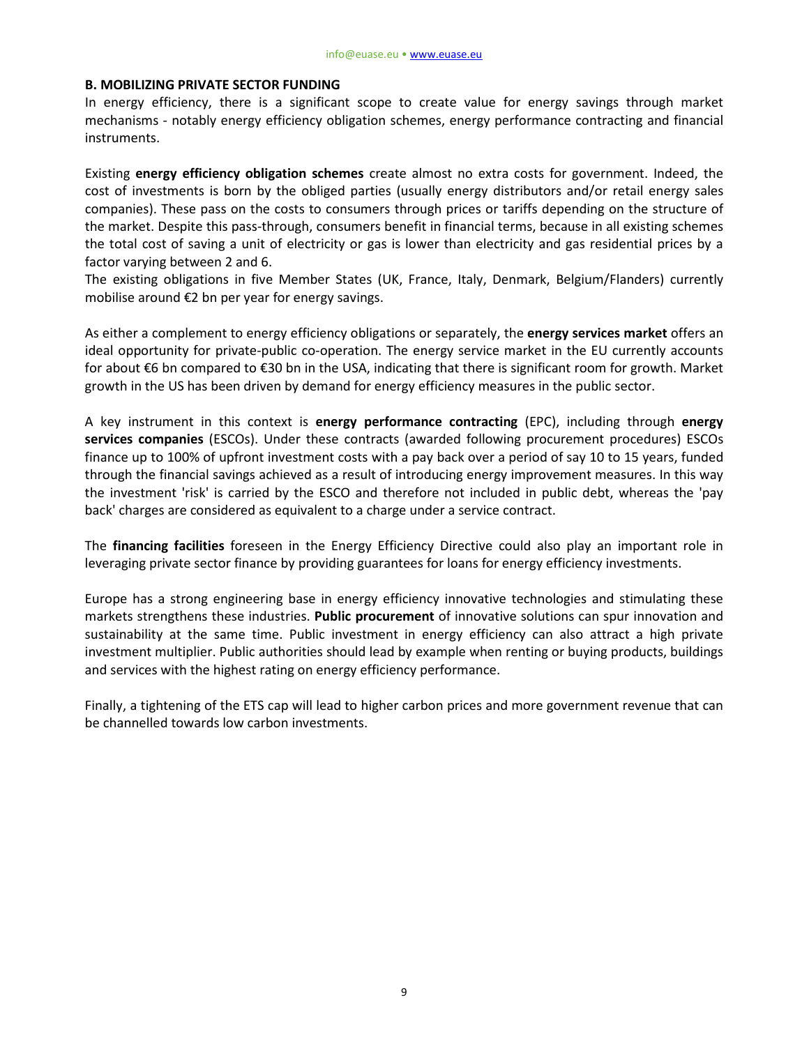## B. MOBILIZING PRIVATE SECTOR FUNDING

In energy efficiency, there is a significant scope to create value for energy savings through market mechanisms - notably energy efficiency obligation schemes, energy performance contracting and financial instruments.

Existing **energy efficiency obligation schemes** create almost no extra costs for government. Indeed, the cost of investments is born by the obliged parties (usually energy distributors and/or retail energy sales companies). These pass on the costs to consumers through prices or tariffs depending on the structure of the market. Despite this pass-through, consumers benefit in financial terms, because in all existing schemes the total cost of saving a unit of electricity or gas is lower than electricity and gas residential prices by a factor varying between 2 and 6.

The existing obligations in five Member States (UK, France, Italy, Denmark, Belgium/Flanders) currently mobilise around €2 bn per year for energy savings.

As either a complement to energy efficiency obligations or separately, the **energy services market** offers an ideal opportunity for private-public co-operation. The energy service market in the EU currently accounts for about €6 bn compared to €30 bn in the USA, indicating that there is significant room for growth. Market growth in the US has been driven by demand for energy efficiency measures in the public sector.

A key instrument in this context is **energy performance contracting** (EPC), including through **energy services companies** (ESCOs). Under these contracts (awarded following procurement procedures) ESCOs finance up to 100% of upfront investment costs with a pay back over a period of say 10 to 15 years, funded through the financial savings achieved as a result of introducing energy improvement measures. In this way the investment 'risk' is carried by the ESCO and therefore not included in public debt, whereas the 'pay back' charges are considered as equivalent to a charge under a service contract.

The **financing facilities** foreseen in the Energy Efficiency Directive could also play an important role in leveraging private sector finance by providing guarantees for loans for energy efficiency investments.

Europe has a strong engineering base in energy efficiency innovative technologies and stimulating these markets strengthens these industries. **Public procurement** of innovative solutions can spur innovation and sustainability at the same time. Public investment in energy efficiency can also attract a high private investment multiplier. Public authorities should lead by example when renting or buying products, buildings and services with the highest rating on energy efficiency performance.

Finally, a tightening of the ETS cap will lead to higher carbon prices and more government revenue that can be channelled towards low carbon investments.